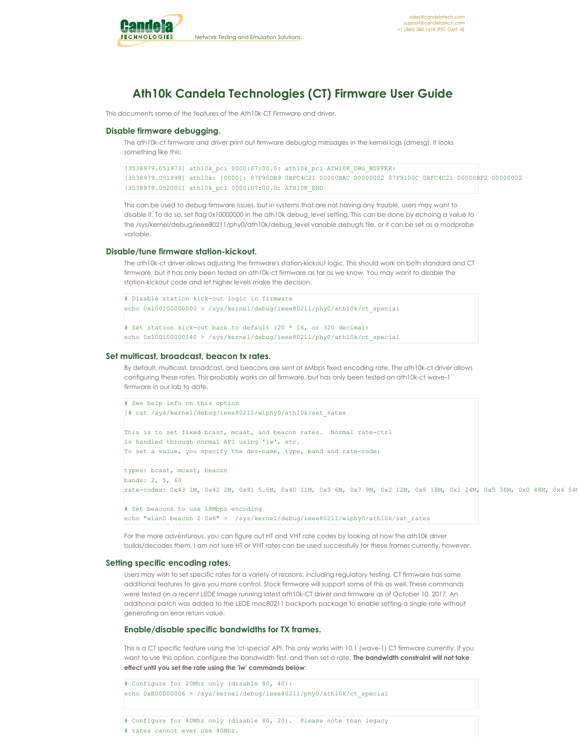# Ath10k Candela Technologies (CT) Firmware User Guide

This documents some of the features of the Ath10k-CT Firmware and driver.

## Disable firmware debugging.

The ath10k-ct firmware and driver print out firmware debuglog messages in the kernel logs (dmesg). It looks something like this:

```
[3538979.051973] ath10k_pci 0000:07:00.0: ath10k_pci ATH10K_DBG_BUFFER:
[3538979.051998] ath10k: [0000]: 07F90DB9 0BFC4C21 00000BAC 00000002 07F9100C 0BFC4C21 00000BF2 00000002
[3538979.052001] ath10k_pci 0000:07:00.0: ATH10K_END
```

This can be used to debug firmware issues, but in systems that are not having any trouble, users may want to disable it. To do so, set flag 0x10000000 in the ath10k debug_level setting. This can be done by echoing a value to the /sys/kernel/debug/ieee80211/phy0/ath10k/debug_level variable debugfs file, or it can be set as a modprobe variable.

## Disable/tune firmware station-kickout.

The ath10k-ct driver allows adjusting the firmware's station-kickout logic. This should work on both standard and CT firmware, but it has only been tested on ath10k-ct firmware as far as we know. You may want to disable the station-kickout code and let higher levels make the decision.

```
# Disable station kick-out logic in firmware
echo 0x100100000000 > /sys/kernel/debug/ieee80211/phy0/ath10k/ct_special

# Set station kick-out back to default (20 * 16, or 320 decimal)
echo 0x100100000140 > /sys/kernel/debug/ieee80211/phy0/ath10k/ct_special
```

## Set multicast, broadcast, beacon tx rates.

By default, multicast, broadcast, and beacons are sent at 6Mbps fixed encoding rate. The ath10k-ct driver allows configuring these rates. This probably works on all firmware, but has only been tested on ath10k-ct wave-1 firmware in our lab to date.

```
# See help info on this option
]# cat /sys/kernel/debug/ieee80211/wiphy0/ath10k/set_rates

This is to set fixed bcast, mcast, and beacon rates.  Normal rate-ctrl
is handled through normal API using 'iw', etc.
To set a value, you specify the dev-name, type, band and rate-code:

types: bcast, mcast, beacon
bands: 2, 5, 60
rate-codes: 0x43 1M, 0x42 2M, 0x41 5.5M, 0x40 11M, 0x3 6M, 0x7 9M, 0x2 12M, 0x6 18M, 0x1 24M, 0x5 36M, 0x0 48M, 0x4 54M

# Set beacons to use 18Mbps encoding
echo "wlan0 beacon 2 0x6" >  /sys/kernel/debug/ieee80211/wiphy0/ath10k/set_rates
```

For the more adventurous, you can figure out HT and VHT rate codes by looking at how the ath10k driver builds/decodes them. I am not sure HT or VHT rates can be used successfully for these frames currently, however.

## Setting specific encoding rates.

Users may wish to set specific rates for a variety of reasons, including regulatory testing. CT firmware has some additional features to give you more control. Stock firmware will support some of this as well. These commands were tested on a recent LEDE image running latest ath10k-CT driver and firmware as of October 10, 2017. An additional patch was added to the LEDE mac80211 backports package to enable setting a single rate without generating an error return value.

### Enable/disable specific bandwidths for TX frames.

This is a CT specific feature using the 'ct-special' API. This only works with 10.1 (wave-1) CT firmware currently. If you want to use this option, configure the bandwidth first, and then set a rate. **The bandwidth constraint will not take effect until you set the rate using the 'iw' commands below**:

```
# Configure for 20Mhz only (disable 80, 40):
echo 0xE00000006 > /sys/kernel/debug/ieee80211/phy0/ath10k/ct_special
```

```
# Configure for 40Mhz only (disable 80, 20).  Please note than legacy
# rates cannot ever use 40Mhz.
```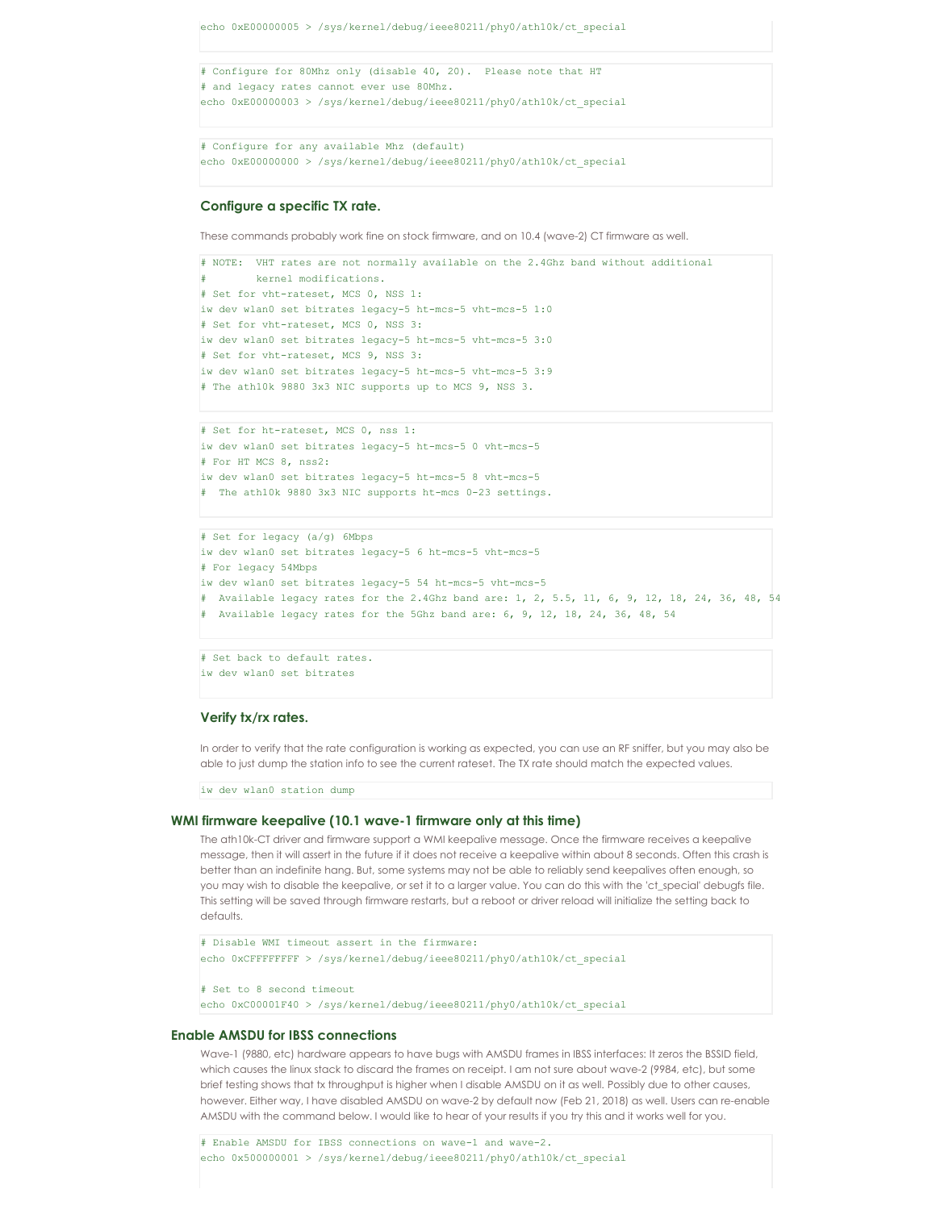```
echo 0xE00000005 > /sys/kernel/debug/ieee80211/phy0/ath10k/ct_special
```

```
# Configure for 80Mhz only (disable 40, 20).  Please note that HT
# and legacy rates cannot ever use 80Mhz.
echo 0xE00000003 > /sys/kernel/debug/ieee80211/phy0/ath10k/ct_special
```

```
# Configure for any available Mhz (default)
echo 0xE00000000 > /sys/kernel/debug/ieee80211/phy0/ath10k/ct_special
```

### Configure a specific TX rate.

These commands probably work fine on stock firmware, and on 10.4 (wave-2) CT firmware as well.

```
# NOTE:  VHT rates are not normally available on the 2.4Ghz band without additional
#        kernel modifications.
# Set for vht-rateset, MCS 0, NSS 1:
iw dev wlan0 set bitrates legacy-5 ht-mcs-5 vht-mcs-5 1:0
# Set for vht-rateset, MCS 0, NSS 3:
iw dev wlan0 set bitrates legacy-5 ht-mcs-5 vht-mcs-5 3:0
# Set for vht-rateset, MCS 9, NSS 3:
iw dev wlan0 set bitrates legacy-5 ht-mcs-5 vht-mcs-5 3:9
# The ath10k 9880 3x3 NIC supports up to MCS 9, NSS 3.
```

```
# Set for ht-rateset, MCS 0, nss 1:
iw dev wlan0 set bitrates legacy-5 ht-mcs-5 0 vht-mcs-5
# For HT MCS 8, nss2:
iw dev wlan0 set bitrates legacy-5 ht-mcs-5 8 vht-mcs-5
#  The ath10k 9880 3x3 NIC supports ht-mcs 0-23 settings.
```

```
# Set for legacy (a/g) 6Mbps
iw dev wlan0 set bitrates legacy-5 6 ht-mcs-5 vht-mcs-5
# For legacy 54Mbps
iw dev wlan0 set bitrates legacy-5 54 ht-mcs-5 vht-mcs-5
#  Available legacy rates for the 2.4Ghz band are: 1, 2, 5.5, 11, 6, 9, 12, 18, 24, 36, 48, 54
#  Available legacy rates for the 5Ghz band are: 6, 9, 12, 18, 24, 36, 48, 54
```

```
# Set back to default rates.
iw dev wlan0 set bitrates
```

### Verify tx/rx rates.

In order to verify that the rate configuration is working as expected, you can use an RF sniffer, but you may also be able to just dump the station info to see the current rateset. The TX rate should match the expected values.

```
iw dev wlan0 station dump
```

## WMI firmware keepalive (10.1 wave-1 firmware only at this time)

The ath10k-CT driver and firmware support a WMI keepalive message. Once the firmware receives a keepalive message, then it will assert in the future if it does not receive a keepalive within about 8 seconds. Often this crash is better than an indefinite hang. But, some systems may not be able to reliably send keepalives often enough, so you may wish to disable the keepalive, or set it to a larger value. You can do this with the 'ct_special' debugfs file. This setting will be saved through firmware restarts, but a reboot or driver reload will initialize the setting back to defaults.

```
# Disable WMI timeout assert in the firmware:
echo 0xCFFFFFFFF > /sys/kernel/debug/ieee80211/phy0/ath10k/ct_special

# Set to 8 second timeout
echo 0xC00001F40 > /sys/kernel/debug/ieee80211/phy0/ath10k/ct_special
```

## Enable AMSDU for IBSS connections

Wave-1 (9880, etc) hardware appears to have bugs with AMSDU frames in IBSS interfaces: It zeros the BSSID field, which causes the linux stack to discard the frames on receipt. I am not sure about wave-2 (9984, etc), but some brief testing shows that tx throughput is higher when I disable AMSDU on it as well. Possibly due to other causes, however. Either way, I have disabled AMSDU on wave-2 by default now (Feb 21, 2018) as well. Users can re-enable AMSDU with the command below. I would like to hear of your results if you try this and it works well for you.

```
# Enable AMSDU for IBSS connections on wave-1 and wave-2.
echo 0x500000001 > /sys/kernel/debug/ieee80211/phy0/ath10k/ct_special
```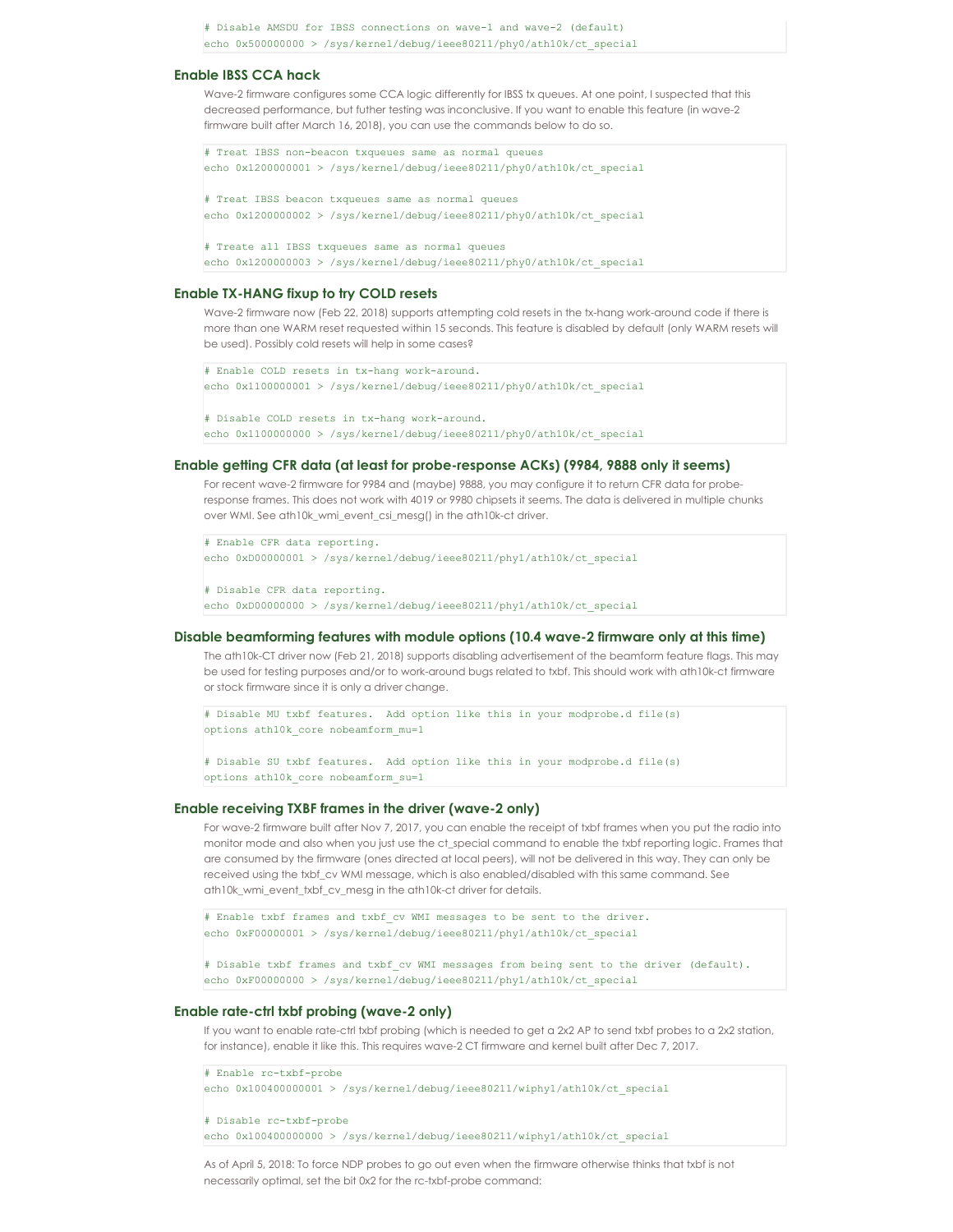```
# Disable AMSDU for IBSS connections on wave-1 and wave-2 (default)
echo 0x500000000 > /sys/kernel/debug/ieee80211/phy0/ath10k/ct_special
```

### Enable IBSS CCA hack

Wave-2 firmware configures some CCA logic differently for IBSS tx queues. At one point, I suspected that this decreased performance, but futher testing was inconclusive. If you want to enable this feature (in wave-2 firmware built after March 16, 2018), you can use the commands below to do so.

```
# Treat IBSS non-beacon txqueues same as normal queues
echo 0x1200000001 > /sys/kernel/debug/ieee80211/phy0/ath10k/ct_special

# Treat IBSS beacon txqueues same as normal queues
echo 0x1200000002 > /sys/kernel/debug/ieee80211/phy0/ath10k/ct_special

# Treate all IBSS txqueues same as normal queues
echo 0x1200000003 > /sys/kernel/debug/ieee80211/phy0/ath10k/ct_special
```

### Enable TX-HANG fixup to try COLD resets

Wave-2 firmware now (Feb 22, 2018) supports attempting cold resets in the tx-hang work-around code if there is more than one WARM reset requested within 15 seconds. This feature is disabled by default (only WARM resets will be used). Possibly cold resets will help in some cases?

```
# Enable COLD resets in tx-hang work-around.
echo 0x1100000001 > /sys/kernel/debug/ieee80211/phy0/ath10k/ct_special

# Disable COLD resets in tx-hang work-around.
echo 0x1100000000 > /sys/kernel/debug/ieee80211/phy0/ath10k/ct_special
```

### Enable getting CFR data (at least for probe-response ACKs) (9984, 9888 only it seems)

For recent wave-2 firmware for 9984 and (maybe) 9888, you may configure it to return CFR data for probe-response frames. This does not work with 4019 or 9980 chipsets it seems. The data is delivered in multiple chunks over WMI. See ath10k_wmi_event_csi_mesg() in the ath10k-ct driver.

```
# Enable CFR data reporting.
echo 0xD00000001 > /sys/kernel/debug/ieee80211/phy1/ath10k/ct_special

# Disable CFR data reporting.
echo 0xD00000000 > /sys/kernel/debug/ieee80211/phy1/ath10k/ct_special
```

### Disable beamforming features with module options (10.4 wave-2 firmware only at this time)

The ath10k-CT driver now (Feb 21, 2018) supports disabling advertisement of the beamform feature flags. This may be used for testing purposes and/or to work-around bugs related to txbf. This should work with ath10k-ct firmware or stock firmware since it is only a driver change.

```
# Disable MU txbf features.  Add option like this in your modprobe.d file(s)
options ath10k_core nobeamform_mu=1

# Disable SU txbf features.  Add option like this in your modprobe.d file(s)
options ath10k_core nobeamform_su=1
```

### Enable receiving TXBF frames in the driver (wave-2 only)

For wave-2 firmware built after Nov 7, 2017, you can enable the receipt of txbf frames when you put the radio into monitor mode and also when you just use the ct_special command to enable the txbf reporting logic. Frames that are consumed by the firmware (ones directed at local peers), will not be delivered in this way. They can only be received using the txbf_cv WMI message, which is also enabled/disabled with this same command. See ath10k_wmi_event_txbf_cv_mesg in the ath10k-ct driver for details.

```
# Enable txbf frames and txbf_cv WMI messages to be sent to the driver.
echo 0xF00000001 > /sys/kernel/debug/ieee80211/phy1/ath10k/ct_special

# Disable txbf frames and txbf_cv WMI messages from being sent to the driver (default).
echo 0xF00000000 > /sys/kernel/debug/ieee80211/phy1/ath10k/ct_special
```

### Enable rate-ctrl txbf probing (wave-2 only)

If you want to enable rate-ctrl txbf probing (which is needed to get a 2x2 AP to send txbf probes to a 2x2 station, for instance), enable it like this. This requires wave-2 CT firmware and kernel built after Dec 7, 2017.

```
# Enable rc-txbf-probe
echo 0x100400000001 > /sys/kernel/debug/ieee80211/wiphy1/ath10k/ct_special

# Disable rc-txbf-probe
echo 0x100400000000 > /sys/kernel/debug/ieee80211/wiphy1/ath10k/ct_special
```

As of April 5, 2018: To force NDP probes to go out even when the firmware otherwise thinks that txbf is not necessarily optimal, set the bit 0x2 for the rc-txbf-probe command: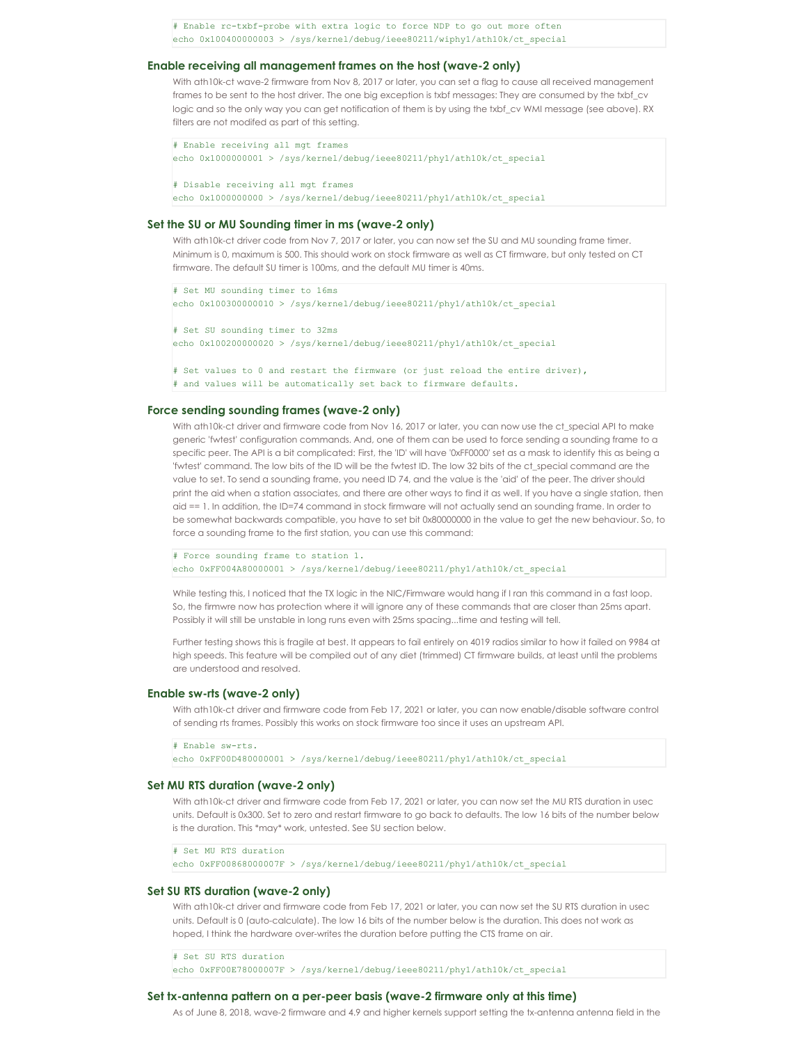```
# Enable rc-txbf-probe with extra logic to force NDP to go out more often
echo 0x100400000003 > /sys/kernel/debug/ieee80211/wiphy1/ath10k/ct_special
```

### Enable receiving all management frames on the host (wave-2 only)

With ath10k-ct wave-2 firmware from Nov 8, 2017 or later, you can set a flag to cause all received management frames to be sent to the host driver. The one big exception is txbf messages: They are consumed by the txbf_cv logic and so the only way you can get notification of them is by using the txbf_cv WMI message (see above). RX filters are not modifed as part of this setting.

```
# Enable receiving all mgt frames
echo 0x1000000001 > /sys/kernel/debug/ieee80211/phy1/ath10k/ct_special

# Disable receiving all mgt frames
echo 0x1000000000 > /sys/kernel/debug/ieee80211/phy1/ath10k/ct_special
```

### Set the SU or MU Sounding timer in ms (wave-2 only)

With ath10k-ct driver code from Nov 7, 2017 or later, you can now set the SU and MU sounding frame timer. Minimum is 0, maximum is 500. This should work on stock firmware as well as CT firmware, but only tested on CT firmware. The default SU timer is 100ms, and the default MU timer is 40ms.

```
# Set MU sounding timer to 16ms
echo 0x100300000010 > /sys/kernel/debug/ieee80211/phy1/ath10k/ct_special

# Set SU sounding timer to 32ms
echo 0x100200000020 > /sys/kernel/debug/ieee80211/phy1/ath10k/ct_special

# Set values to 0 and restart the firmware (or just reload the entire driver),
# and values will be automatically set back to firmware defaults.
```

### Force sending sounding frames (wave-2 only)

With ath10k-ct driver and firmware code from Nov 16, 2017 or later, you can now use the ct_special API to make generic 'fwtest' configuration commands. And, one of them can be used to force sending a sounding frame to a specific peer. The API is a bit complicated: First, the 'ID' will have '0xFF0000' set as a mask to identify this as being a 'fwtest' command. The low bits of the ID will be the fwtest ID. The low 32 bits of the ct_special command are the value to set. To send a sounding frame, you need ID 74, and the value is the 'aid' of the peer. The driver should print the aid when a station associates, and there are other ways to find it as well. If you have a single station, then aid == 1. In addition, the ID=74 command in stock firmware will not actually send an sounding frame. In order to be somewhat backwards compatible, you have to set bit 0x80000000 in the value to get the new behaviour. So, to force a sounding frame to the first station, you can use this command:

```
# Force sounding frame to station 1.
echo 0xFF004A80000001 > /sys/kernel/debug/ieee80211/phy1/ath10k/ct_special
```

While testing this, I noticed that the TX logic in the NIC/Firmware would hang if I ran this command in a fast loop. So, the firmwre now has protection where it will ignore any of these commands that are closer than 25ms apart. Possibly it will still be unstable in long runs even with 25ms spacing...time and testing will tell.

Further testing shows this is fragile at best. It appears to fail entirely on 4019 radios similar to how it failed on 9984 at high speeds. This feature will be compiled out of any diet (trimmed) CT firmware builds, at least until the problems are understood and resolved.

### Enable sw-rts (wave-2 only)

With ath10k-ct driver and firmware code from Feb 17, 2021 or later, you can now enable/disable software control of sending rts frames. Possibly this works on stock firmware too since it uses an upstream API.

```
# Enable sw-rts.
echo 0xFF00D480000001 > /sys/kernel/debug/ieee80211/phy1/ath10k/ct_special
```

### Set MU RTS duration (wave-2 only)

With ath10k-ct driver and firmware code from Feb 17, 2021 or later, you can now set the MU RTS duration in usec units. Default is 0x300. Set to zero and restart firmware to go back to defaults. The low 16 bits of the number below is the duration. This *may* work, untested. See SU section below.

```
# Set MU RTS duration
echo 0xFF00868000007F > /sys/kernel/debug/ieee80211/phy1/ath10k/ct_special
```

### Set SU RTS duration (wave-2 only)

With ath10k-ct driver and firmware code from Feb 17, 2021 or later, you can now set the SU RTS duration in usec units. Default is 0 (auto-calculate). The low 16 bits of the number below is the duration. This does not work as hoped, I think the hardware over-writes the duration before putting the CTS frame on air.

```
# Set SU RTS duration
echo 0xFF00E78000007F > /sys/kernel/debug/ieee80211/phy1/ath10k/ct_special
```

### Set tx-antenna pattern on a per-peer basis (wave-2 firmware only at this time)

As of June 8, 2018, wave-2 firmware and 4.9 and higher kernels support setting the tx-antenna antenna field in the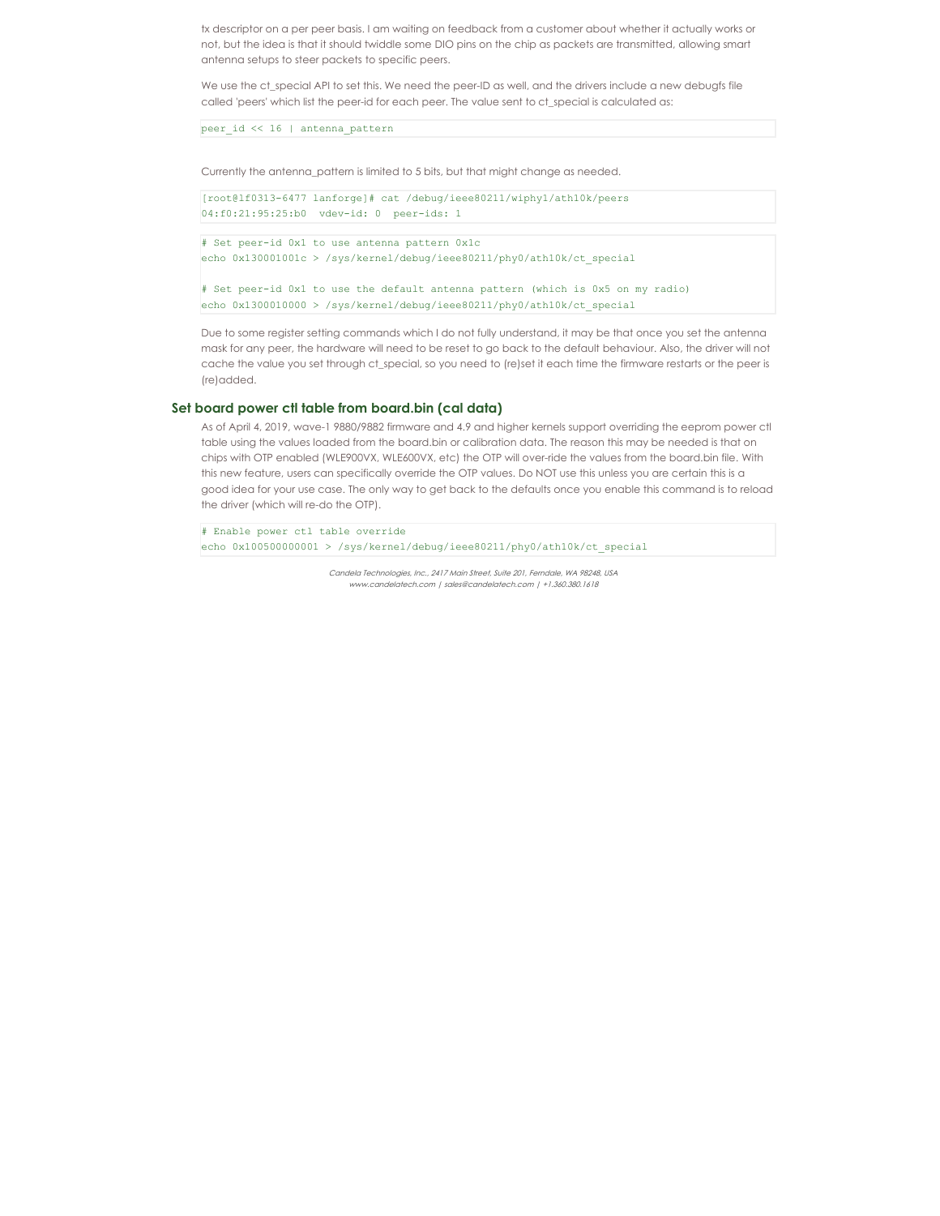tx descriptor on a per peer basis. I am waiting on feedback from a customer about whether it actually works or not, but the idea is that it should twiddle some DIO pins on the chip as packets are transmitted, allowing smart antenna setups to steer packets to specific peers.

We use the ct_special API to set this. We need the peer-ID as well, and the drivers include a new debugfs file called 'peers' which list the peer-id for each peer. The value sent to ct_special is calculated as:

```
peer_id << 16 | antenna_pattern
```

Currently the antenna_pattern is limited to 5 bits, but that might change as needed.

```
[root@lf0313-6477 lanforge]# cat /debug/ieee80211/wiphy1/ath10k/peers
04:f0:21:95:25:b0  vdev-id: 0  peer-ids: 1
```

```
# Set peer-id 0x1 to use antenna pattern 0x1c
echo 0x130001001c > /sys/kernel/debug/ieee80211/phy0/ath10k/ct_special

# Set peer-id 0x1 to use the default antenna pattern (which is 0x5 on my radio)
echo 0x1300010000 > /sys/kernel/debug/ieee80211/phy0/ath10k/ct_special
```

Due to some register setting commands which I do not fully understand, it may be that once you set the antenna mask for any peer, the hardware will need to be reset to go back to the default behaviour. Also, the driver will not cache the value you set through ct_special, so you need to (re)set it each time the firmware restarts or the peer is (re)added.

## Set board power ctl table from board.bin (cal data)

As of April 4, 2019, wave-1 9880/9882 firmware and 4.9 and higher kernels support overriding the eeprom power ctl table using the values loaded from the board.bin or calibration data. The reason this may be needed is that on chips with OTP enabled (WLE900VX, WLE600VX, etc) the OTP will over-ride the values from the board.bin file. With this new feature, users can specifically override the OTP values. Do NOT use this unless you are certain this is a good idea for your use case. The only way to get back to the defaults once you enable this command is to reload the driver (which will re-do the OTP).

```
# Enable power ctl table override
echo 0x100500000001 > /sys/kernel/debug/ieee80211/phy0/ath10k/ct_special
```